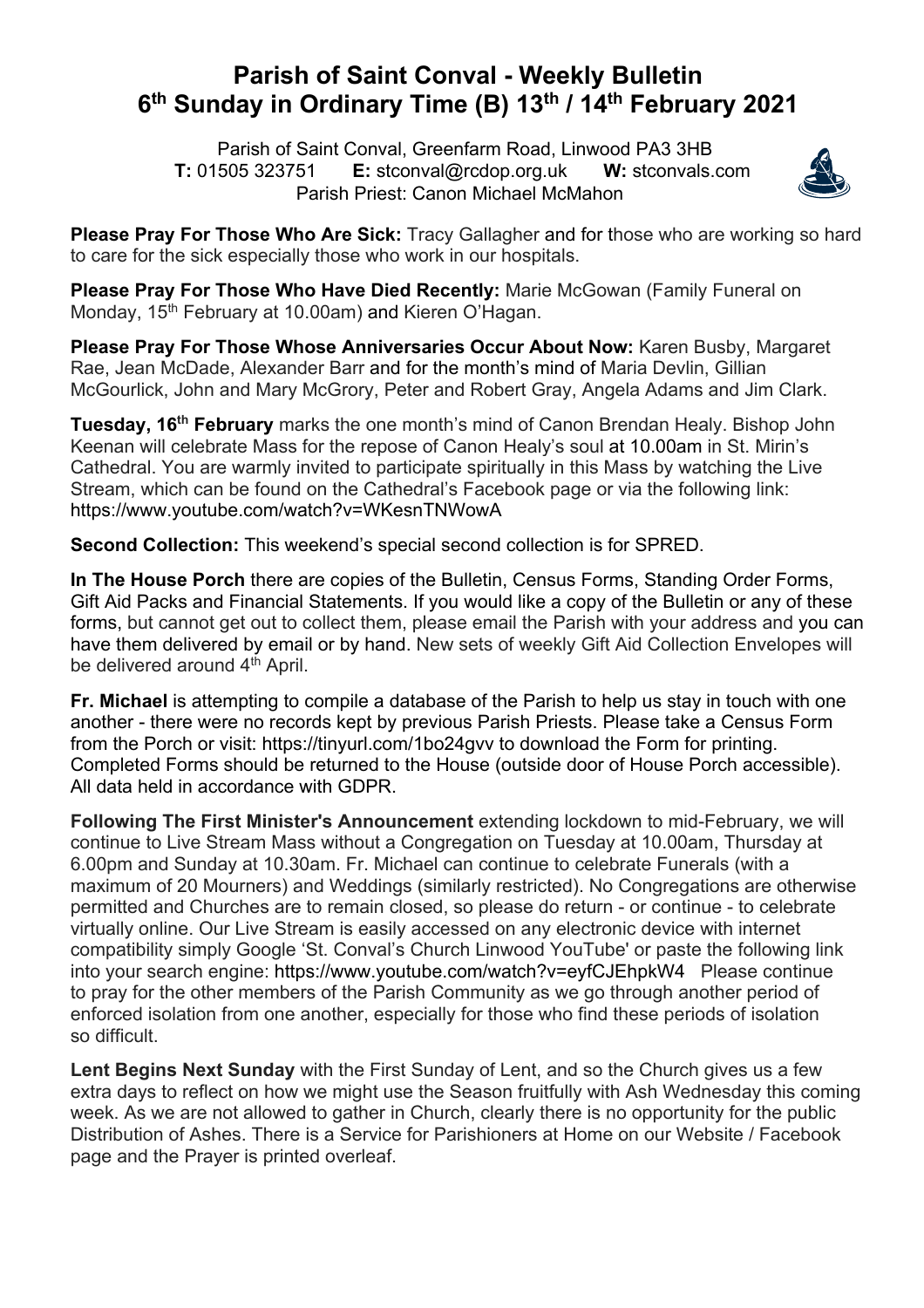# Parish of Saint Conval - Weekly Bulletin
# 6th Sunday in Ordinary Time (B) 13th / 14th February 2021

Parish of Saint Conval, Greenfarm Road, Linwood PA3 3HB
**T:** 01505 323751 **E:** stconval@rcdop.org.uk **W:** stconvals.com
Parish Priest: Canon Michael McMahon

**Please Pray For Those Who Are Sick:** Tracy Gallagher and for those who are working so hard to care for the sick especially those who work in our hospitals.

**Please Pray For Those Who Have Died Recently:** Marie McGowan (Family Funeral on Monday, 15th February at 10.00am) and Kieren O'Hagan.

**Please Pray For Those Whose Anniversaries Occur About Now:** Karen Busby, Margaret Rae, Jean McDade, Alexander Barr and for the month's mind of Maria Devlin, Gillian McGourlick, John and Mary McGrory, Peter and Robert Gray, Angela Adams and Jim Clark.

**Tuesday, 16th February** marks the one month's mind of Canon Brendan Healy. Bishop John Keenan will celebrate Mass for the repose of Canon Healy's soul at 10.00am in St. Mirin's Cathedral. You are warmly invited to participate spiritually in this Mass by watching the Live Stream, which can be found on the Cathedral's Facebook page or via the following link: https://www.youtube.com/watch?v=WKesnTNWowA

**Second Collection:** This weekend's special second collection is for SPRED.

**In The House Porch** there are copies of the Bulletin, Census Forms, Standing Order Forms, Gift Aid Packs and Financial Statements. If you would like a copy of the Bulletin or any of these forms, but cannot get out to collect them, please email the Parish with your address and you can have them delivered by email or by hand. New sets of weekly Gift Aid Collection Envelopes will be delivered around 4th April.

**Fr. Michael** is attempting to compile a database of the Parish to help us stay in touch with one another - there were no records kept by previous Parish Priests. Please take a Census Form from the Porch or visit: https://tinyurl.com/1bo24gvv to download the Form for printing. Completed Forms should be returned to the House (outside door of House Porch accessible). All data held in accordance with GDPR.

**Following The First Minister's Announcement** extending lockdown to mid-February, we will continue to Live Stream Mass without a Congregation on Tuesday at 10.00am, Thursday at 6.00pm and Sunday at 10.30am. Fr. Michael can continue to celebrate Funerals (with a maximum of 20 Mourners) and Weddings (similarly restricted). No Congregations are otherwise permitted and Churches are to remain closed, so please do return - or continue - to celebrate virtually online. Our Live Stream is easily accessed on any electronic device with internet compatibility simply Google 'St. Conval's Church Linwood YouTube' or paste the following link into your search engine: https://www.youtube.com/watch?v=eyfCJEhpkW4 Please continue to pray for the other members of the Parish Community as we go through another period of enforced isolation from one another, especially for those who find these periods of isolation so difficult.

**Lent Begins Next Sunday** with the First Sunday of Lent, and so the Church gives us a few extra days to reflect on how we might use the Season fruitfully with Ash Wednesday this coming week. As we are not allowed to gather in Church, clearly there is no opportunity for the public Distribution of Ashes. There is a Service for Parishioners at Home on our Website / Facebook page and the Prayer is printed overleaf.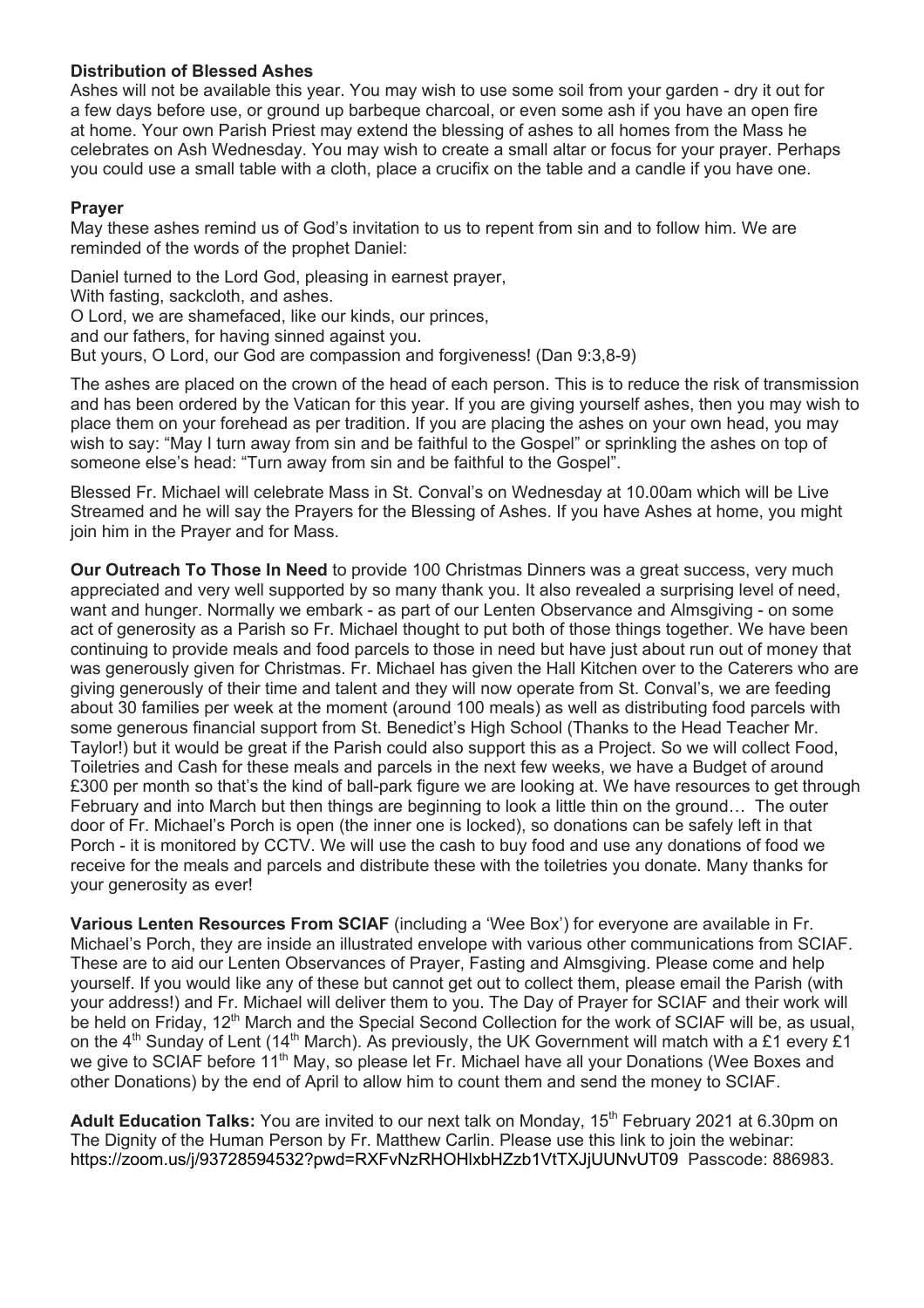**Distribution of Blessed Ashes**

Ashes will not be available this year. You may wish to use some soil from your garden - dry it out for a few days before use, or ground up barbeque charcoal, or even some ash if you have an open fire at home. Your own Parish Priest may extend the blessing of ashes to all homes from the Mass he celebrates on Ash Wednesday. You may wish to create a small altar or focus for your prayer. Perhaps you could use a small table with a cloth, place a crucifix on the table and a candle if you have one.

**Prayer**

May these ashes remind us of God's invitation to us to repent from sin and to follow him. We are reminded of the words of the prophet Daniel:

Daniel turned to the Lord God, pleasing in earnest prayer,
With fasting, sackcloth, and ashes.
O Lord, we are shamefaced, like our kinds, our princes,
and our fathers, for having sinned against you.
But yours, O Lord, our God are compassion and forgiveness! (Dan 9:3,8-9)

The ashes are placed on the crown of the head of each person. This is to reduce the risk of transmission and has been ordered by the Vatican for this year. If you are giving yourself ashes, then you may wish to place them on your forehead as per tradition. If you are placing the ashes on your own head, you may wish to say: "May I turn away from sin and be faithful to the Gospel" or sprinkling the ashes on top of someone else's head: "Turn away from sin and be faithful to the Gospel".

Blessed Fr. Michael will celebrate Mass in St. Conval's on Wednesday at 10.00am which will be Live Streamed and he will say the Prayers for the Blessing of Ashes. If you have Ashes at home, you might join him in the Prayer and for Mass.

**Our Outreach To Those In Need** to provide 100 Christmas Dinners was a great success, very much appreciated and very well supported by so many thank you. It also revealed a surprising level of need, want and hunger. Normally we embark - as part of our Lenten Observance and Almsgiving - on some act of generosity as a Parish so Fr. Michael thought to put both of those things together. We have been continuing to provide meals and food parcels to those in need but have just about run out of money that was generously given for Christmas. Fr. Michael has given the Hall Kitchen over to the Caterers who are giving generously of their time and talent and they will now operate from St. Conval's, we are feeding about 30 families per week at the moment (around 100 meals) as well as distributing food parcels with some generous financial support from St. Benedict's High School (Thanks to the Head Teacher Mr. Taylor!) but it would be great if the Parish could also support this as a Project. So we will collect Food, Toiletries and Cash for these meals and parcels in the next few weeks, we have a Budget of around £300 per month so that's the kind of ball-park figure we are looking at. We have resources to get through February and into March but then things are beginning to look a little thin on the ground… The outer door of Fr. Michael's Porch is open (the inner one is locked), so donations can be safely left in that Porch - it is monitored by CCTV. We will use the cash to buy food and use any donations of food we receive for the meals and parcels and distribute these with the toiletries you donate. Many thanks for your generosity as ever!

**Various Lenten Resources From SCIAF** (including a 'Wee Box') for everyone are available in Fr. Michael's Porch, they are inside an illustrated envelope with various other communications from SCIAF. These are to aid our Lenten Observances of Prayer, Fasting and Almsgiving. Please come and help yourself. If you would like any of these but cannot get out to collect them, please email the Parish (with your address!) and Fr. Michael will deliver them to you. The Day of Prayer for SCIAF and their work will be held on Friday, 12th March and the Special Second Collection for the work of SCIAF will be, as usual, on the 4th Sunday of Lent (14th March). As previously, the UK Government will match with a £1 every £1 we give to SCIAF before 11th May, so please let Fr. Michael have all your Donations (Wee Boxes and other Donations) by the end of April to allow him to count them and send the money to SCIAF.

**Adult Education Talks:** You are invited to our next talk on Monday, 15th February 2021 at 6.30pm on The Dignity of the Human Person by Fr. Matthew Carlin. Please use this link to join the webinar: https://zoom.us/j/93728594532?pwd=RXFvNzRHOHlxbHZzb1VtTXJjUUNvUT09 Passcode: 886983.